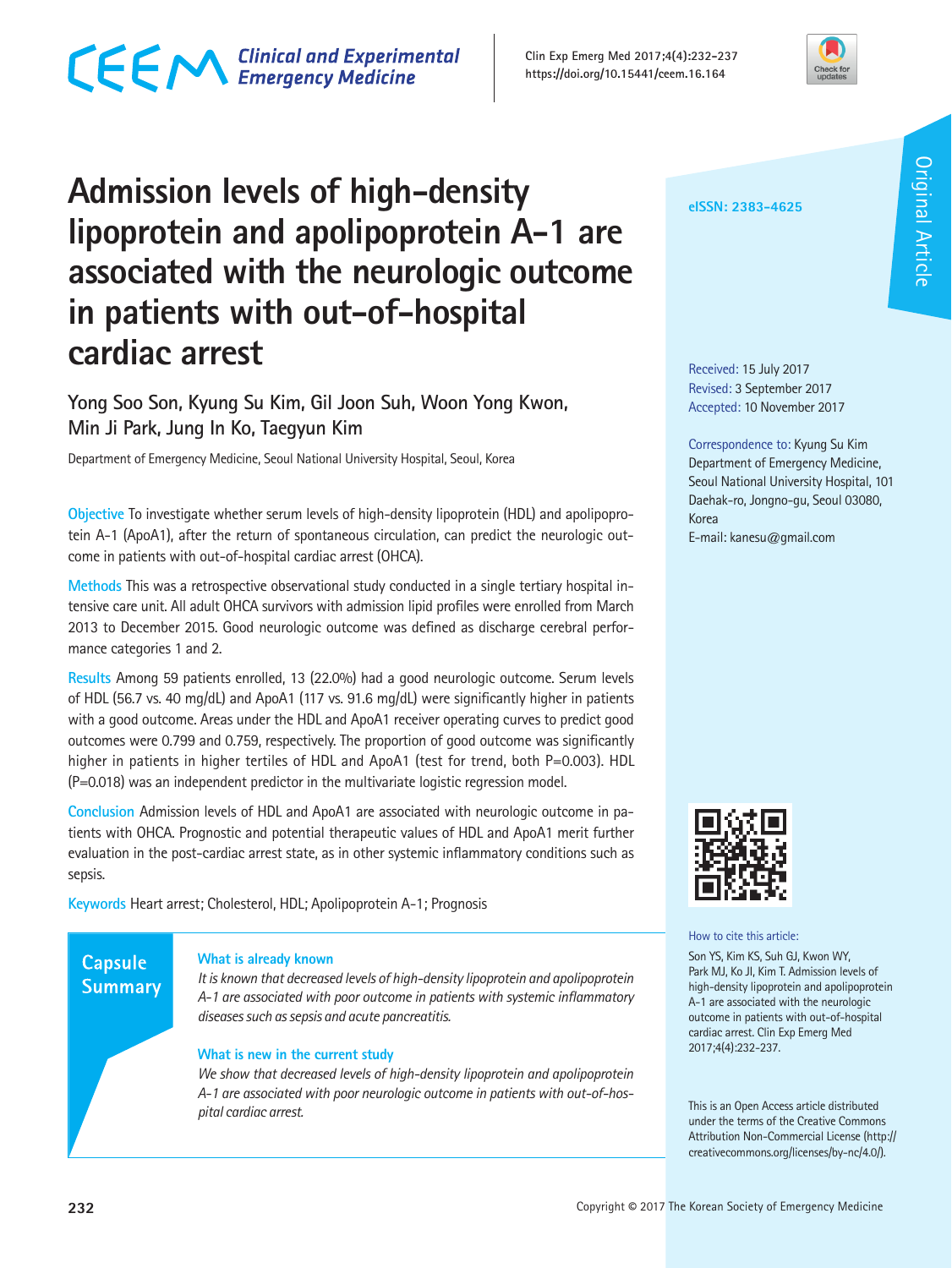# Admission levels of high-density lipoprotein and apolipoprotein A-1 are associated with the neurologic outcome in patients with out-of-hospital cardiac arrest

Yong Soo Son, Kyung Su Kim, Gil Joon Suh, Woon Yong Kwon, Min Ji Park, Jung In Ko, Taegyun Kim

Department of Emergency Medicine, Seoul National University Hospital, Seoul, Korea

Original Article

eISSN: 2383-4625

Received: 15 July 2017
Revised: 3 September 2017
Accepted: 10 November 2017

Correspondence to: Kyung Su Kim
Department of Emergency Medicine, Seoul National University Hospital, 101 Daehak-ro, Jongno-gu, Seoul 03080, Korea
E-mail: kanesu@gmail.com

**Objective** To investigate whether serum levels of high-density lipoprotein (HDL) and apolipoprotein A-1 (ApoA1), after the return of spontaneous circulation, can predict the neurologic outcome in patients with out-of-hospital cardiac arrest (OHCA).

**Methods** This was a retrospective observational study conducted in a single tertiary hospital intensive care unit. All adult OHCA survivors with admission lipid profiles were enrolled from March 2013 to December 2015. Good neurologic outcome was defined as discharge cerebral performance categories 1 and 2.

**Results** Among 59 patients enrolled, 13 (22.0%) had a good neurologic outcome. Serum levels of HDL (56.7 vs. 40 mg/dL) and ApoA1 (117 vs. 91.6 mg/dL) were significantly higher in patients with a good outcome. Areas under the HDL and ApoA1 receiver operating curves to predict good outcomes were 0.799 and 0.759, respectively. The proportion of good outcome was significantly higher in patients in higher tertiles of HDL and ApoA1 (test for trend, both P=0.003). HDL (P=0.018) was an independent predictor in the multivariate logistic regression model.

**Conclusion** Admission levels of HDL and ApoA1 are associated with neurologic outcome in patients with OHCA. Prognostic and potential therapeutic values of HDL and ApoA1 merit further evaluation in the post-cardiac arrest state, as in other systemic inflammatory conditions such as sepsis.

**Keywords** Heart arrest; Cholesterol, HDL; Apolipoprotein A-1; Prognosis

## Capsule Summary

**What is already known**

*It is known that decreased levels of high-density lipoprotein and apolipoprotein A-1 are associated with poor outcome in patients with systemic inflammatory diseases such as sepsis and acute pancreatitis.*

**What is new in the current study**

*We show that decreased levels of high-density lipoprotein and apolipoprotein A-1 are associated with poor neurologic outcome in patients with out-of-hospital cardiac arrest.*

How to cite this article:
Son YS, Kim KS, Suh GJ, Kwon WY, Park MJ, Ko JI, Kim T. Admission levels of high-density lipoprotein and apolipoprotein A-1 are associated with the neurologic outcome in patients with out-of-hospital cardiac arrest. Clin Exp Emerg Med 2017;4(4):232-237.

This is an Open Access article distributed under the terms of the Creative Commons Attribution Non-Commercial License (http://creativecommons.org/licenses/by-nc/4.0/).

Copyright © 2017 The Korean Society of Emergency Medicine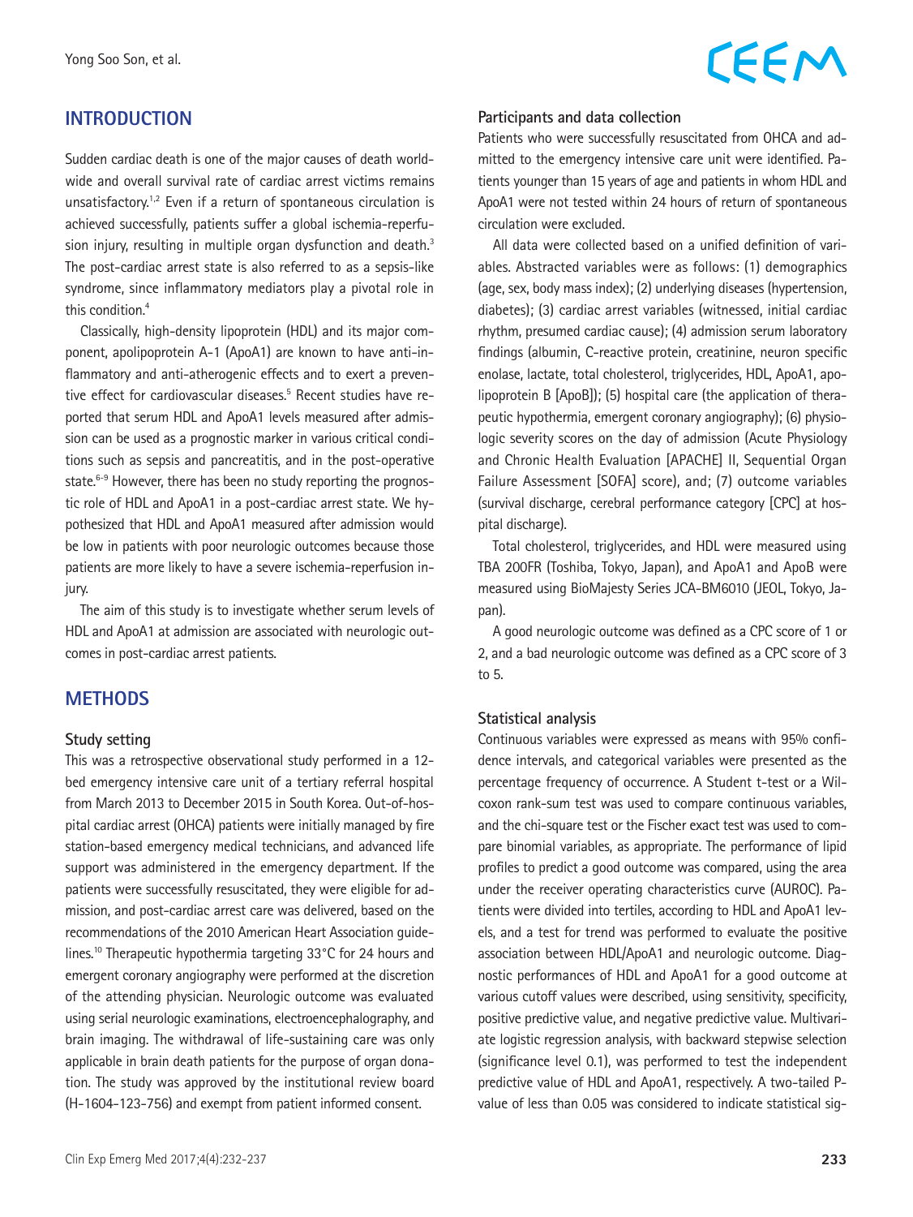## INTRODUCTION

Sudden cardiac death is one of the major causes of death worldwide and overall survival rate of cardiac arrest victims remains unsatisfactory.[1,2] Even if a return of spontaneous circulation is achieved successfully, patients suffer a global ischemia-reperfusion injury, resulting in multiple organ dysfunction and death.[3] The post-cardiac arrest state is also referred to as a sepsis-like syndrome, since inflammatory mediators play a pivotal role in this condition.[4]

Classically, high-density lipoprotein (HDL) and its major component, apolipoprotein A-1 (ApoA1) are known to have anti-inflammatory and anti-atherogenic effects and to exert a preventive effect for cardiovascular diseases.[5] Recent studies have reported that serum HDL and ApoA1 levels measured after admission can be used as a prognostic marker in various critical conditions such as sepsis and pancreatitis, and in the post-operative state.[6-9] However, there has been no study reporting the prognostic role of HDL and ApoA1 in a post-cardiac arrest state. We hypothesized that HDL and ApoA1 measured after admission would be low in patients with poor neurologic outcomes because those patients are more likely to have a severe ischemia-reperfusion injury.

The aim of this study is to investigate whether serum levels of HDL and ApoA1 at admission are associated with neurologic outcomes in post-cardiac arrest patients.

## METHODS

### Study setting

This was a retrospective observational study performed in a 12-bed emergency intensive care unit of a tertiary referral hospital from March 2013 to December 2015 in South Korea. Out-of-hospital cardiac arrest (OHCA) patients were initially managed by fire station-based emergency medical technicians, and advanced life support was administered in the emergency department. If the patients were successfully resuscitated, they were eligible for admission, and post-cardiac arrest care was delivered, based on the recommendations of the 2010 American Heart Association guidelines.[10] Therapeutic hypothermia targeting 33°C for 24 hours and emergent coronary angiography were performed at the discretion of the attending physician. Neurologic outcome was evaluated using serial neurologic examinations, electroencephalography, and brain imaging. The withdrawal of life-sustaining care was only applicable in brain death patients for the purpose of organ donation. The study was approved by the institutional review board (H-1604-123-756) and exempt from patient informed consent.

### Participants and data collection

Patients who were successfully resuscitated from OHCA and admitted to the emergency intensive care unit were identified. Patients younger than 15 years of age and patients in whom HDL and ApoA1 were not tested within 24 hours of return of spontaneous circulation were excluded.

All data were collected based on a unified definition of variables. Abstracted variables were as follows: (1) demographics (age, sex, body mass index); (2) underlying diseases (hypertension, diabetes); (3) cardiac arrest variables (witnessed, initial cardiac rhythm, presumed cardiac cause); (4) admission serum laboratory findings (albumin, C-reactive protein, creatinine, neuron specific enolase, lactate, total cholesterol, triglycerides, HDL, ApoA1, apolipoprotein B [ApoB]); (5) hospital care (the application of therapeutic hypothermia, emergent coronary angiography); (6) physiologic severity scores on the day of admission (Acute Physiology and Chronic Health Evaluation [APACHE] II, Sequential Organ Failure Assessment [SOFA] score), and; (7) outcome variables (survival discharge, cerebral performance category [CPC] at hospital discharge).

Total cholesterol, triglycerides, and HDL were measured using TBA 200FR (Toshiba, Tokyo, Japan), and ApoA1 and ApoB were measured using BioMajesty Series JCA-BM6010 (JEOL, Tokyo, Japan).

A good neurologic outcome was defined as a CPC score of 1 or 2, and a bad neurologic outcome was defined as a CPC score of 3 to 5.

### Statistical analysis

Continuous variables were expressed as means with 95% confidence intervals, and categorical variables were presented as the percentage frequency of occurrence. A Student t-test or a Wilcoxon rank-sum test was used to compare continuous variables, and the chi-square test or the Fischer exact test was used to compare binomial variables, as appropriate. The performance of lipid profiles to predict a good outcome was compared, using the area under the receiver operating characteristics curve (AUROC). Patients were divided into tertiles, according to HDL and ApoA1 levels, and a test for trend was performed to evaluate the positive association between HDL/ApoA1 and neurologic outcome. Diagnostic performances of HDL and ApoA1 for a good outcome at various cutoff values were described, using sensitivity, specificity, positive predictive value, and negative predictive value. Multivariate logistic regression analysis, with backward stepwise selection (significance level 0.1), was performed to test the independent predictive value of HDL and ApoA1, respectively. A two-tailed P-value of less than 0.05 was considered to indicate statistical sig-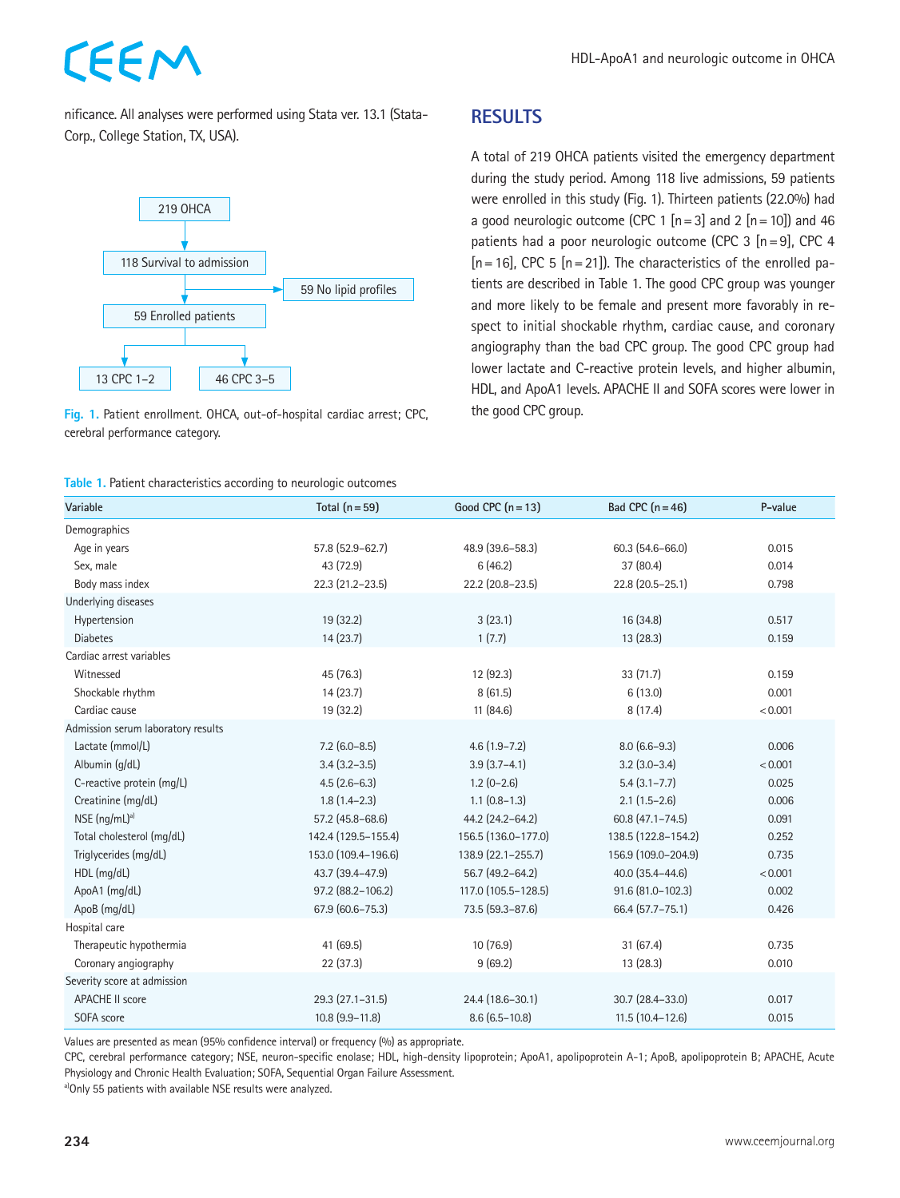nificance. All analyses were performed using Stata ver. 13.1 (StataCorp., College Station, TX, USA).

```
219 OHCA
   ↓
118 Survival to admission ──→ 59 No lipid profiles
   ↓
59 Enrolled patients
   ↓                ↓
13 CPC 1–2      46 CPC 3–5
```

**Fig. 1.** Patient enrollment. OHCA, out-of-hospital cardiac arrest; CPC, cerebral performance category.

## RESULTS

A total of 219 OHCA patients visited the emergency department during the study period. Among 118 live admissions, 59 patients were enrolled in this study (Fig. 1). Thirteen patients (22.0%) had a good neurologic outcome (CPC 1 [n = 3] and 2 [n = 10]) and 46 patients had a poor neurologic outcome (CPC 3 [n = 9], CPC 4 [n = 16], CPC 5 [n = 21]). The characteristics of the enrolled patients are described in Table 1. The good CPC group was younger and more likely to be female and present more favorably in respect to initial shockable rhythm, cardiac cause, and coronary angiography than the bad CPC group. The good CPC group had lower lactate and C-reactive protein levels, and higher albumin, HDL, and ApoA1 levels. APACHE II and SOFA scores were lower in the good CPC group.

**Table 1.** Patient characteristics according to neurologic outcomes

| Variable | Total (n = 59) | Good CPC (n = 13) | Bad CPC (n = 46) | P-value |
|---|---|---|---|---|
| Demographics | | | | |
| Age in years | 57.8 (52.9–62.7) | 48.9 (39.6–58.3) | 60.3 (54.6–66.0) | 0.015 |
| Sex, male | 43 (72.9) | 6 (46.2) | 37 (80.4) | 0.014 |
| Body mass index | 22.3 (21.2–23.5) | 22.2 (20.8–23.5) | 22.8 (20.5–25.1) | 0.798 |
| Underlying diseases | | | | |
| Hypertension | 19 (32.2) | 3 (23.1) | 16 (34.8) | 0.517 |
| Diabetes | 14 (23.7) | 1 (7.7) | 13 (28.3) | 0.159 |
| Cardiac arrest variables | | | | |
| Witnessed | 45 (76.3) | 12 (92.3) | 33 (71.7) | 0.159 |
| Shockable rhythm | 14 (23.7) | 8 (61.5) | 6 (13.0) | 0.001 |
| Cardiac cause | 19 (32.2) | 11 (84.6) | 8 (17.4) | < 0.001 |
| Admission serum laboratory results | | | | |
| Lactate (mmol/L) | 7.2 (6.0–8.5) | 4.6 (1.9–7.2) | 8.0 (6.6–9.3) | 0.006 |
| Albumin (g/dL) | 3.4 (3.2–3.5) | 3.9 (3.7–4.1) | 3.2 (3.0–3.4) | < 0.001 |
| C-reactive protein (mg/L) | 4.5 (2.6–6.3) | 1.2 (0–2.6) | 5.4 (3.1–7.7) | 0.025 |
| Creatinine (mg/dL) | 1.8 (1.4–2.3) | 1.1 (0.8–1.3) | 2.1 (1.5–2.6) | 0.006 |
| NSE (ng/mL)[a] | 57.2 (45.8–68.6) | 44.2 (24.2–64.2) | 60.8 (47.1–74.5) | 0.091 |
| Total cholesterol (mg/dL) | 142.4 (129.5–155.4) | 156.5 (136.0–177.0) | 138.5 (122.8–154.2) | 0.252 |
| Triglycerides (mg/dL) | 153.0 (109.4–196.6) | 138.9 (22.1–255.7) | 156.9 (109.0–204.9) | 0.735 |
| HDL (mg/dL) | 43.7 (39.4–47.9) | 56.7 (49.2–64.2) | 40.0 (35.4–44.6) | < 0.001 |
| ApoA1 (mg/dL) | 97.2 (88.2–106.2) | 117.0 (105.5–128.5) | 91.6 (81.0–102.3) | 0.002 |
| ApoB (mg/dL) | 67.9 (60.6–75.3) | 73.5 (59.3–87.6) | 66.4 (57.7–75.1) | 0.426 |
| Hospital care | | | | |
| Therapeutic hypothermia | 41 (69.5) | 10 (76.9) | 31 (67.4) | 0.735 |
| Coronary angiography | 22 (37.3) | 9 (69.2) | 13 (28.3) | 0.010 |
| Severity score at admission | | | | |
| APACHE II score | 29.3 (27.1–31.5) | 24.4 (18.6–30.1) | 30.7 (28.4–33.0) | 0.017 |
| SOFA score | 10.8 (9.9–11.8) | 8.6 (6.5–10.8) | 11.5 (10.4–12.6) | 0.015 |

Values are presented as mean (95% confidence interval) or frequency (%) as appropriate.

CPC, cerebral performance category; NSE, neuron-specific enolase; HDL, high-density lipoprotein; ApoA1, apolipoprotein A-1; ApoB, apolipoprotein B; APACHE, Acute Physiology and Chronic Health Evaluation; SOFA, Sequential Organ Failure Assessment.

[a]Only 55 patients with available NSE results were analyzed.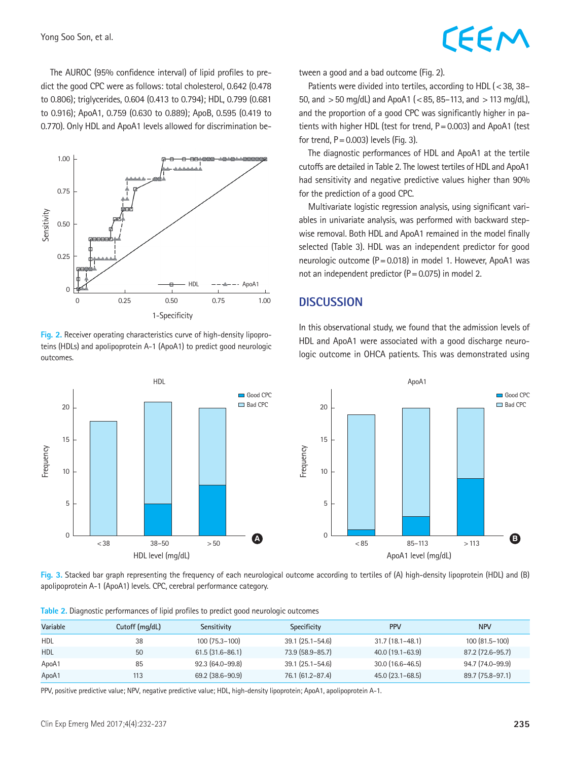The AUROC (95% confidence interval) of lipid profiles to predict the good CPC were as follows: total cholesterol, 0.642 (0.478 to 0.806); triglycerides, 0.604 (0.413 to 0.794); HDL, 0.799 (0.681 to 0.916); ApoA1, 0.759 (0.630 to 0.889); ApoB, 0.595 (0.419 to 0.770). Only HDL and ApoA1 levels allowed for discrimination between a good and a bad outcome (Fig. 2).

Fig. 2. Receiver operating characteristics curve of high-density lipoproteins (HDLs) and apolipoprotein A-1 (ApoA1) to predict good neurologic outcomes.

Patients were divided into tertiles, according to HDL (<38, 38–50, and >50 mg/dL) and ApoA1 (<85, 85–113, and >113 mg/dL), and the proportion of a good CPC was significantly higher in patients with higher HDL (test for trend, P=0.003) and ApoA1 (test for trend, P=0.003) levels (Fig. 3).

The diagnostic performances of HDL and ApoA1 at the tertile cutoffs are detailed in Table 2. The lowest tertiles of HDL and ApoA1 had sensitivity and negative predictive values higher than 90% for the prediction of a good CPC.

Multivariate logistic regression analysis, using significant variables in univariate analysis, was performed with backward stepwise removal. Both HDL and ApoA1 remained in the model finally selected (Table 3). HDL was an independent predictor for good neurologic outcome (P=0.018) in model 1. However, ApoA1 was not an independent predictor (P=0.075) in model 2.

## DISCUSSION

In this observational study, we found that the admission levels of HDL and ApoA1 were associated with a good discharge neurologic outcome in OHCA patients. This was demonstrated using

Fig. 3. Stacked bar graph representing the frequency of each neurological outcome according to tertiles of (A) high-density lipoprotein (HDL) and (B) apolipoprotein A-1 (ApoA1) levels. CPC, cerebral performance category.

Table 2. Diagnostic performances of lipid profiles to predict good neurologic outcomes

| Variable | Cutoff (mg/dL) | Sensitivity | Specificity | PPV | NPV |
|---|---|---|---|---|---|
| HDL | 38 | 100 (75.3–100) | 39.1 (25.1–54.6) | 31.7 (18.1–48.1) | 100 (81.5–100) |
| HDL | 50 | 61.5 (31.6–86.1) | 73.9 (58.9–85.7) | 40.0 (19.1–63.9) | 87.2 (72.6–95.7) |
| ApoA1 | 85 | 92.3 (64.0–99.8) | 39.1 (25.1–54.6) | 30.0 (16.6–46.5) | 94.7 (74.0–99.9) |
| ApoA1 | 113 | 69.2 (38.6–90.9) | 76.1 (61.2–87.4) | 45.0 (23.1–68.5) | 89.7 (75.8–97.1) |

PPV, positive predictive value; NPV, negative predictive value; HDL, high-density lipoprotein; ApoA1, apolipoprotein A-1.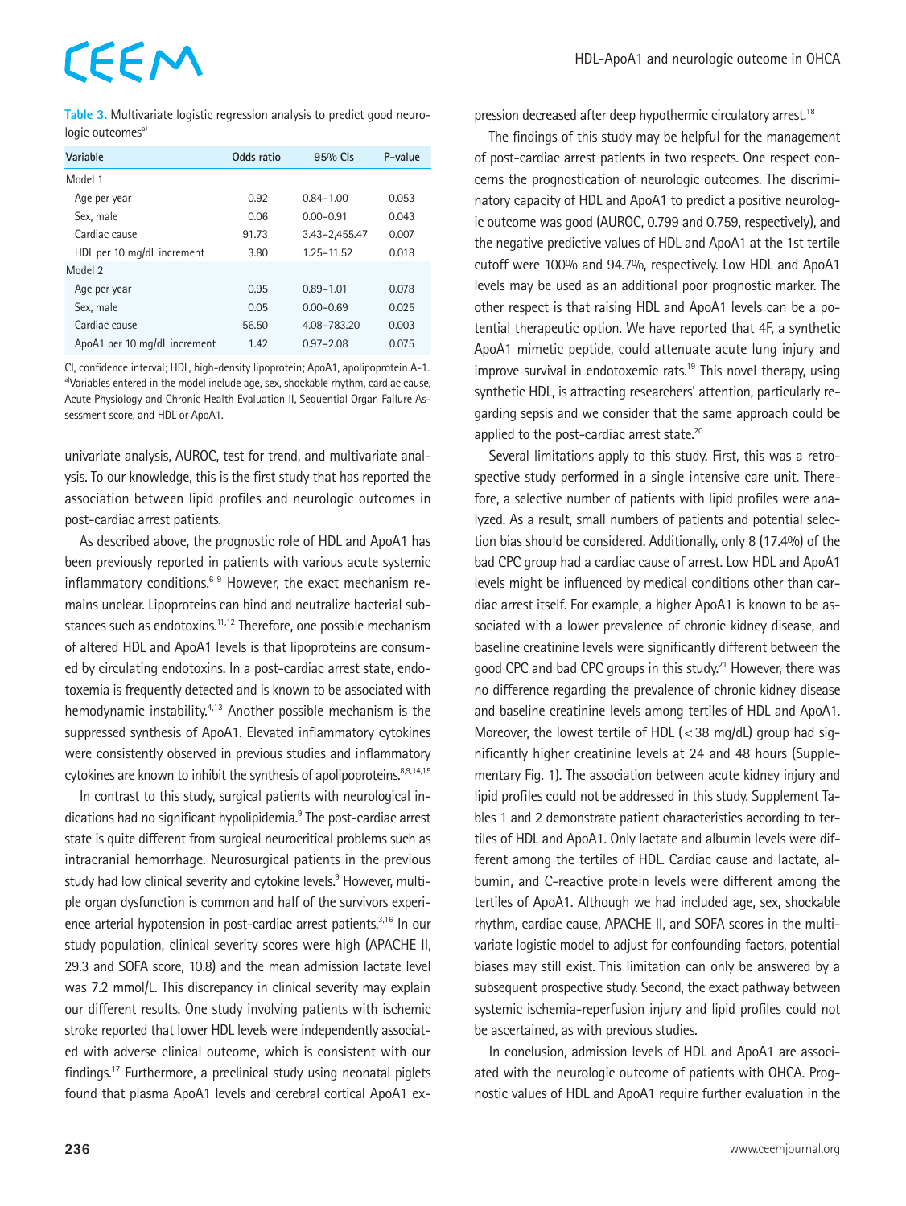**Table 3.** Multivariate logistic regression analysis to predict good neurologic outcomes[a]

| Variable | Odds ratio | 95% CIs | P-value |
|---|---|---|---|
| Model 1 | | | |
| Age per year | 0.92 | 0.84–1.00 | 0.053 |
| Sex, male | 0.06 | 0.00–0.91 | 0.043 |
| Cardiac cause | 91.73 | 3.43–2,455.47 | 0.007 |
| HDL per 10 mg/dL increment | 3.80 | 1.25–11.52 | 0.018 |
| Model 2 | | | |
| Age per year | 0.95 | 0.89–1.01 | 0.078 |
| Sex, male | 0.05 | 0.00–0.69 | 0.025 |
| Cardiac cause | 56.50 | 4.08–783.20 | 0.003 |
| ApoA1 per 10 mg/dL increment | 1.42 | 0.97–2.08 | 0.075 |

CI, confidence interval; HDL, high-density lipoprotein; ApoA1, apolipoprotein A-1.
[a]Variables entered in the model include age, sex, shockable rhythm, cardiac cause, Acute Physiology and Chronic Health Evaluation II, Sequential Organ Failure Assessment score, and HDL or ApoA1.

univariate analysis, AUROC, test for trend, and multivariate analysis. To our knowledge, this is the first study that has reported the association between lipid profiles and neurologic outcomes in post-cardiac arrest patients.

As described above, the prognostic role of HDL and ApoA1 has been previously reported in patients with various acute systemic inflammatory conditions.[6-9] However, the exact mechanism remains unclear. Lipoproteins can bind and neutralize bacterial substances such as endotoxins.[11,12] Therefore, one possible mechanism of altered HDL and ApoA1 levels is that lipoproteins are consumed by circulating endotoxins. In a post-cardiac arrest state, endotoxemia is frequently detected and is known to be associated with hemodynamic instability.[4,13] Another possible mechanism is the suppressed synthesis of ApoA1. Elevated inflammatory cytokines were consistently observed in previous studies and inflammatory cytokines are known to inhibit the synthesis of apolipoproteins.[8,9,14,15]

In contrast to this study, surgical patients with neurological indications had no significant hypolipidemia.[9] The post-cardiac arrest state is quite different from surgical neurocritical problems such as intracranial hemorrhage. Neurosurgical patients in the previous study had low clinical severity and cytokine levels.[9] However, multiple organ dysfunction is common and half of the survivors experience arterial hypotension in post-cardiac arrest patients.[3,16] In our study population, clinical severity scores were high (APACHE II, 29.3 and SOFA score, 10.8) and the mean admission lactate level was 7.2 mmol/L. This discrepancy in clinical severity may explain our different results. One study involving patients with ischemic stroke reported that lower HDL levels were independently associated with adverse clinical outcome, which is consistent with our findings.[17] Furthermore, a preclinical study using neonatal piglets found that plasma ApoA1 levels and cerebral cortical ApoA1 expression decreased after deep hypothermic circulatory arrest.[18]

The findings of this study may be helpful for the management of post-cardiac arrest patients in two respects. One respect concerns the prognostication of neurologic outcomes. The discriminatory capacity of HDL and ApoA1 to predict a positive neurologic outcome was good (AUROC, 0.799 and 0.759, respectively), and the negative predictive values of HDL and ApoA1 at the 1st tertile cutoff were 100% and 94.7%, respectively. Low HDL and ApoA1 levels may be used as an additional poor prognostic marker. The other respect is that raising HDL and ApoA1 levels can be a potential therapeutic option. We have reported that 4F, a synthetic ApoA1 mimetic peptide, could attenuate acute lung injury and improve survival in endotoxemic rats.[19] This novel therapy, using synthetic HDL, is attracting researchers' attention, particularly regarding sepsis and we consider that the same approach could be applied to the post-cardiac arrest state.[20]

Several limitations apply to this study. First, this was a retrospective study performed in a single intensive care unit. Therefore, a selective number of patients with lipid profiles were analyzed. As a result, small numbers of patients and potential selection bias should be considered. Additionally, only 8 (17.4%) of the bad CPC group had a cardiac cause of arrest. Low HDL and ApoA1 levels might be influenced by medical conditions other than cardiac arrest itself. For example, a higher ApoA1 is known to be associated with a lower prevalence of chronic kidney disease, and baseline creatinine levels were significantly different between the good CPC and bad CPC groups in this study.[21] However, there was no difference regarding the prevalence of chronic kidney disease and baseline creatinine levels among tertiles of HDL and ApoA1. Moreover, the lowest tertile of HDL (<38 mg/dL) group had significantly higher creatinine levels at 24 and 48 hours (Supplementary Fig. 1). The association between acute kidney injury and lipid profiles could not be addressed in this study. Supplement Tables 1 and 2 demonstrate patient characteristics according to tertiles of HDL and ApoA1. Only lactate and albumin levels were different among the tertiles of HDL. Cardiac cause and lactate, albumin, and C-reactive protein levels were different among the tertiles of ApoA1. Although we had included age, sex, shockable rhythm, cardiac cause, APACHE II, and SOFA scores in the multivariate logistic model to adjust for confounding factors, potential biases may still exist. This limitation can only be answered by a subsequent prospective study. Second, the exact pathway between systemic ischemia-reperfusion injury and lipid profiles could not be ascertained, as with previous studies.

In conclusion, admission levels of HDL and ApoA1 are associated with the neurologic outcome of patients with OHCA. Prognostic values of HDL and ApoA1 require further evaluation in the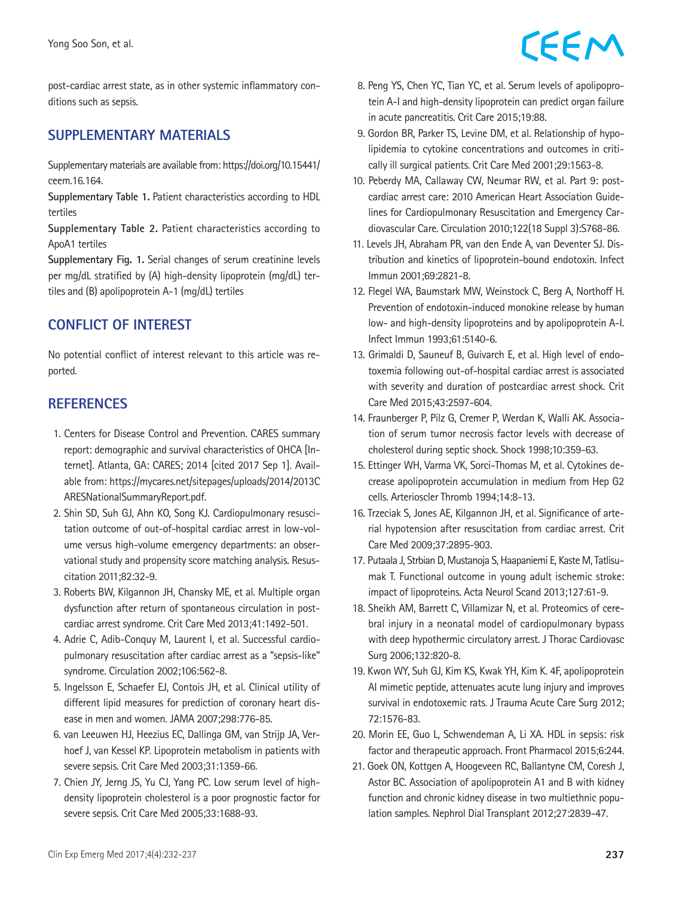post-cardiac arrest state, as in other systemic inflammatory conditions such as sepsis.

## SUPPLEMENTARY MATERIALS

Supplementary materials are available from: https://doi.org/10.15441/ceem.16.164.

**Supplementary Table 1.** Patient characteristics according to HDL tertiles

**Supplementary Table 2.** Patient characteristics according to ApoA1 tertiles

**Supplementary Fig. 1.** Serial changes of serum creatinine levels per mg/dL stratified by (A) high-density lipoprotein (mg/dL) tertiles and (B) apolipoprotein A-1 (mg/dL) tertiles

## CONFLICT OF INTEREST

No potential conflict of interest relevant to this article was reported.

## REFERENCES

1. Centers for Disease Control and Prevention. CARES summary report: demographic and survival characteristics of OHCA [Internet]. Atlanta, GA: CARES; 2014 [cited 2017 Sep 1]. Available from: https://mycares.net/sitepages/uploads/2014/2013CARESNationalSummaryReport.pdf.
2. Shin SD, Suh GJ, Ahn KO, Song KJ. Cardiopulmonary resuscitation outcome of out-of-hospital cardiac arrest in low-volume versus high-volume emergency departments: an observational study and propensity score matching analysis. Resuscitation 2011;82:32-9.
3. Roberts BW, Kilgannon JH, Chansky ME, et al. Multiple organ dysfunction after return of spontaneous circulation in post-cardiac arrest syndrome. Crit Care Med 2013;41:1492-501.
4. Adrie C, Adib-Conquy M, Laurent I, et al. Successful cardiopulmonary resuscitation after cardiac arrest as a "sepsis-like" syndrome. Circulation 2002;106:562-8.
5. Ingelsson E, Schaefer EJ, Contois JH, et al. Clinical utility of different lipid measures for prediction of coronary heart disease in men and women. JAMA 2007;298:776-85.
6. van Leeuwen HJ, Heezius EC, Dallinga GM, van Strijp JA, Verhoef J, van Kessel KP. Lipoprotein metabolism in patients with severe sepsis. Crit Care Med 2003;31:1359-66.
7. Chien JY, Jerng JS, Yu CJ, Yang PC. Low serum level of high-density lipoprotein cholesterol is a poor prognostic factor for severe sepsis. Crit Care Med 2005;33:1688-93.
8. Peng YS, Chen YC, Tian YC, et al. Serum levels of apolipoprotein A-I and high-density lipoprotein can predict organ failure in acute pancreatitis. Crit Care 2015;19:88.
9. Gordon BR, Parker TS, Levine DM, et al. Relationship of hypolipidemia to cytokine concentrations and outcomes in critically ill surgical patients. Crit Care Med 2001;29:1563-8.
10. Peberdy MA, Callaway CW, Neumar RW, et al. Part 9: post-cardiac arrest care: 2010 American Heart Association Guidelines for Cardiopulmonary Resuscitation and Emergency Cardiovascular Care. Circulation 2010;122(18 Suppl 3):S768-86.
11. Levels JH, Abraham PR, van den Ende A, van Deventer SJ. Distribution and kinetics of lipoprotein-bound endotoxin. Infect Immun 2001;69:2821-8.
12. Flegel WA, Baumstark MW, Weinstock C, Berg A, Northoff H. Prevention of endotoxin-induced monokine release by human low- and high-density lipoproteins and by apolipoprotein A-I. Infect Immun 1993;61:5140-6.
13. Grimaldi D, Sauneuf B, Guivarch E, et al. High level of endotoxemia following out-of-hospital cardiac arrest is associated with severity and duration of postcardiac arrest shock. Crit Care Med 2015;43:2597-604.
14. Fraunberger P, Pilz G, Cremer P, Werdan K, Walli AK. Association of serum tumor necrosis factor levels with decrease of cholesterol during septic shock. Shock 1998;10:359-63.
15. Ettinger WH, Varma VK, Sorci-Thomas M, et al. Cytokines decrease apolipoprotein accumulation in medium from Hep G2 cells. Arterioscler Thromb 1994;14:8-13.
16. Trzeciak S, Jones AE, Kilgannon JH, et al. Significance of arterial hypotension after resuscitation from cardiac arrest. Crit Care Med 2009;37:2895-903.
17. Putaala J, Strbian D, Mustanoja S, Haapaniemi E, Kaste M, Tatlisumak T. Functional outcome in young adult ischemic stroke: impact of lipoproteins. Acta Neurol Scand 2013;127:61-9.
18. Sheikh AM, Barrett C, Villamizar N, et al. Proteomics of cerebral injury in a neonatal model of cardiopulmonary bypass with deep hypothermic circulatory arrest. J Thorac Cardiovasc Surg 2006;132:820-8.
19. Kwon WY, Suh GJ, Kim KS, Kwak YH, Kim K. 4F, apolipoprotein AI mimetic peptide, attenuates acute lung injury and improves survival in endotoxemic rats. J Trauma Acute Care Surg 2012;72:1576-83.
20. Morin EE, Guo L, Schwendeman A, Li XA. HDL in sepsis: risk factor and therapeutic approach. Front Pharmacol 2015;6:244.
21. Goek ON, Kottgen A, Hoogeveen RC, Ballantyne CM, Coresh J, Astor BC. Association of apolipoprotein A1 and B with kidney function and chronic kidney disease in two multiethnic population samples. Nephrol Dial Transplant 2012;27:2839-47.